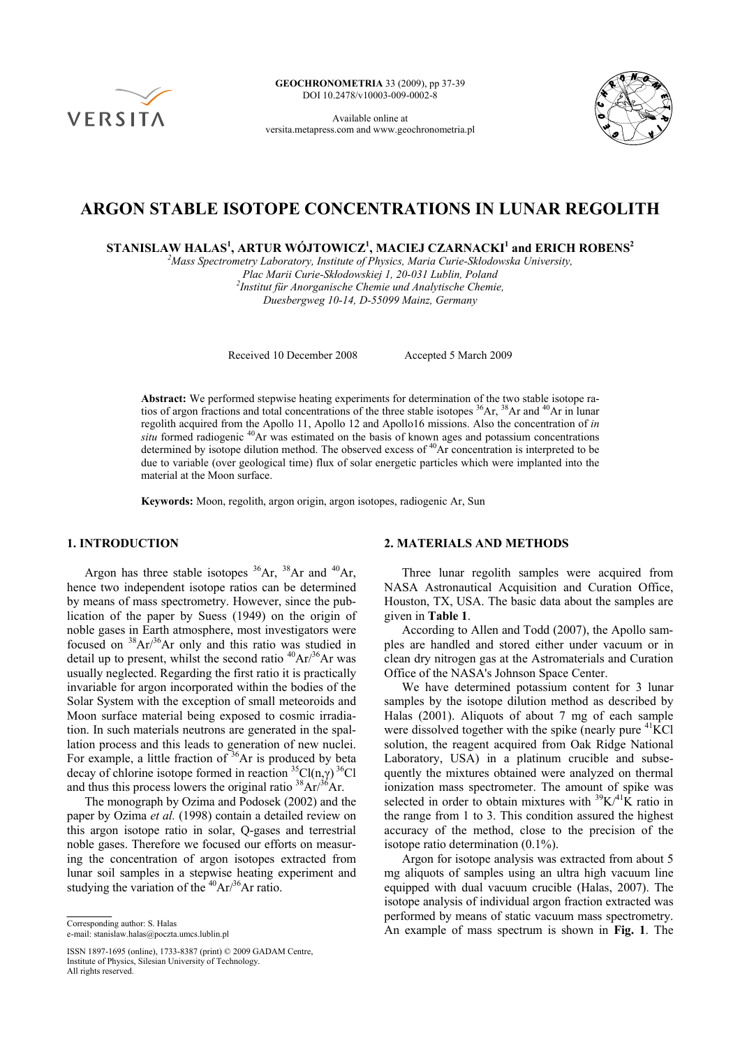# ARGON STABLE ISOTOPE CONCENTRATIONS IN LUNAR REGOLITH

**STANISLAW HALAS[1], ARTUR WÓJTOWICZ[1], MACIEJ CZARNACKI[1] and ERICH ROBENS[2]**

[2]*Mass Spectrometry Laboratory, Institute of Physics, Maria Curie-Skłodowska University, Plac Marii Curie-Skłodowskiej 1, 20-031 Lublin, Poland*
[2]*Institut für Anorganische Chemie und Analytische Chemie, Duesbergweg 10-14, D-55099 Mainz, Germany*

Received 10 December 2008 Accepted 5 March 2009

**Abstract:** We performed stepwise heating experiments for determination of the two stable isotope ratios of argon fractions and total concentrations of the three stable isotopes $^{36}$Ar, $^{38}$Ar and $^{40}$Ar in lunar regolith acquired from the Apollo 11, Apollo 12 and Apollo16 missions. Also the concentration of *in situ* formed radiogenic $^{40}$Ar was estimated on the basis of known ages and potassium concentrations determined by isotope dilution method. The observed excess of $^{40}$Ar concentration is interpreted to be due to variable (over geological time) flux of solar energetic particles which were implanted into the material at the Moon surface.

**Keywords:** Moon, regolith, argon origin, argon isotopes, radiogenic Ar, Sun

## 1. INTRODUCTION

Argon has three stable isotopes $^{36}$Ar, $^{38}$Ar and $^{40}$Ar, hence two independent isotope ratios can be determined by means of mass spectrometry. However, since the publication of the paper by Suess (1949) on the origin of noble gases in Earth atmosphere, most investigators were focused on $^{38}$Ar/$^{36}$Ar only and this ratio was studied in detail up to present, whilst the second ratio $^{40}$Ar/$^{36}$Ar was usually neglected. Regarding the first ratio it is practically invariable for argon incorporated within the bodies of the Solar System with the exception of small meteoroids and Moon surface material being exposed to cosmic irradiation. In such materials neutrons are generated in the spallation process and this leads to generation of new nuclei. For example, a little fraction of $^{36}$Ar is produced by beta decay of chlorine isotope formed in reaction $^{35}$Cl(n,γ) $^{36}$Cl and thus this process lowers the original ratio $^{38}$Ar/$^{36}$Ar.

The monograph by Ozima and Podosek (2002) and the paper by Ozima *et al.* (1998) contain a detailed review on this argon isotope ratio in solar, Q-gases and terrestrial noble gases. Therefore we focused our efforts on measuring the concentration of argon isotopes extracted from lunar soil samples in a stepwise heating experiment and studying the variation of the $^{40}$Ar/$^{36}$Ar ratio.

Corresponding author: S. Halas
e-mail: stanislaw.halas@poczta.umcs.lublin.pl

ISSN 1897-1695 (online), 1733-8387 (print) © 2009 GADAM Centre, Institute of Physics, Silesian University of Technology. All rights reserved.

## 2. MATERIALS AND METHODS

Three lunar regolith samples were acquired from NASA Astronautical Acquisition and Curation Office, Houston, TX, USA. The basic data about the samples are given in **Table 1**.

According to Allen and Todd (2007), the Apollo samples are handled and stored either under vacuum or in clean dry nitrogen gas at the Astromaterials and Curation Office of the NASA's Johnson Space Center.

We have determined potassium content for 3 lunar samples by the isotope dilution method as described by Halas (2001). Aliquots of about 7 mg of each sample were dissolved together with the spike (nearly pure $^{41}$KCl solution, the reagent acquired from Oak Ridge National Laboratory, USA) in a platinum crucible and subsequently the mixtures obtained were analyzed on thermal ionization mass spectrometer. The amount of spike was selected in order to obtain mixtures with $^{39}$K/$^{41}$K ratio in the range from 1 to 3. This condition assured the highest accuracy of the method, close to the precision of the isotope ratio determination (0.1%).

Argon for isotope analysis was extracted from about 5 mg aliquots of samples using an ultra high vacuum line equipped with dual vacuum crucible (Halas, 2007). The isotope analysis of individual argon fraction extracted was performed by means of static vacuum mass spectrometry. An example of mass spectrum is shown in **Fig. 1**. The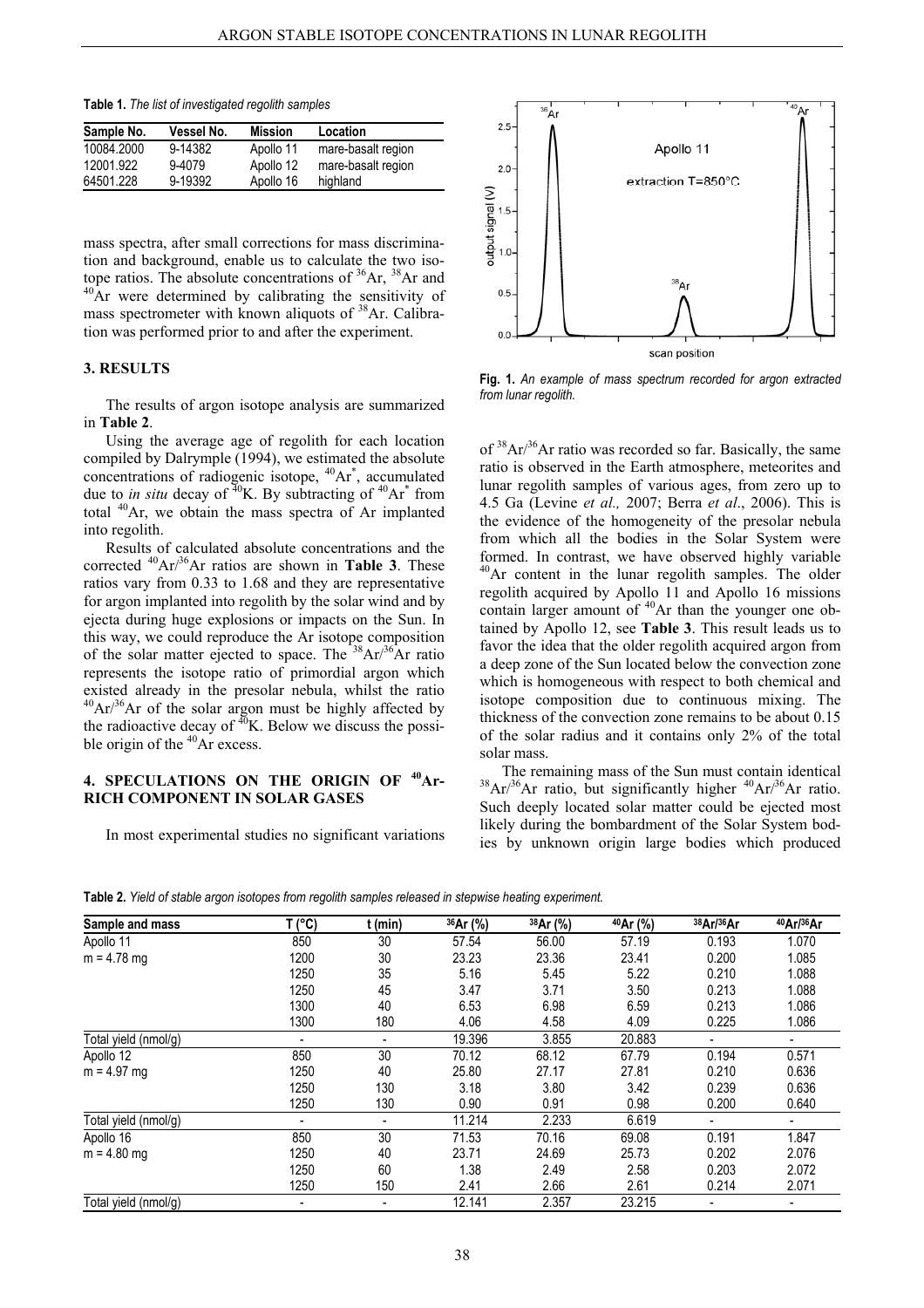**Table 1.** *The list of investigated regolith samples*

| Sample No. | Vessel No. | Mission | Location |
|---|---|---|---|
| 10084.2000 | 9-14382 | Apollo 11 | mare-basalt region |
| 12001.922 | 9-4079 | Apollo 12 | mare-basalt region |
| 64501.228 | 9-19392 | Apollo 16 | highland |

mass spectra, after small corrections for mass discrimination and background, enable us to calculate the two isotope ratios. The absolute concentrations of $^{36}$Ar, $^{38}$Ar and $^{40}$Ar were determined by calibrating the sensitivity of mass spectrometer with known aliquots of $^{38}$Ar. Calibration was performed prior to and after the experiment.

## 3. RESULTS

The results of argon isotope analysis are summarized in **Table 2**.

Using the average age of regolith for each location compiled by Dalrymple (1994), we estimated the absolute concentrations of radiogenic isotope, $^{40}$Ar$^{*}$, accumulated due to *in situ* decay of $^{40}$K. By subtracting of $^{40}$Ar$^{*}$ from total $^{40}$Ar, we obtain the mass spectra of Ar implanted into regolith.

Results of calculated absolute concentrations and the corrected $^{40}$Ar/$^{36}$Ar ratios are shown in **Table 3**. These ratios vary from 0.33 to 1.68 and they are representative for argon implanted into regolith by the solar wind and by ejecta during huge explosions or impacts on the Sun. In this way, we could reproduce the Ar isotope composition of the solar matter ejected to space. The $^{38}$Ar/$^{36}$Ar ratio represents the isotope ratio of primordial argon which existed already in the presolar nebula, whilst the ratio $^{40}$Ar/$^{36}$Ar of the solar argon must be highly affected by the radioactive decay of $^{40}$K. Below we discuss the possible origin of the $^{40}$Ar excess.

## 4. SPECULATIONS ON THE ORIGIN OF $^{40}$Ar-RICH COMPONENT IN SOLAR GASES

In most experimental studies no significant variations of $^{38}$Ar/$^{36}$Ar ratio was recorded so far. Basically, the same ratio is observed in the Earth atmosphere, meteorites and lunar regolith samples of various ages, from zero up to 4.5 Ga (Levine *et al.,* 2007; Berra *et al*., 2006). This is the evidence of the homogeneity of the presolar nebula from which all the bodies in the Solar System were formed. In contrast, we have observed highly variable $^{40}$Ar content in the lunar regolith samples. The older regolith acquired by Apollo 11 and Apollo 16 missions contain larger amount of $^{40}$Ar than the younger one obtained by Apollo 12, see **Table 3**. This result leads us to favor the idea that the older regolith acquired argon from a deep zone of the Sun located below the convection zone which is homogeneous with respect to both chemical and isotope composition due to continuous mixing. The thickness of the convection zone remains to be about 0.15 of the solar radius and it contains only 2% of the total solar mass.

The remaining mass of the Sun must contain identical $^{38}$Ar/$^{36}$Ar ratio, but significantly higher $^{40}$Ar/$^{36}$Ar ratio. Such deeply located solar matter could be ejected most likely during the bombardment of the Solar System bodies by unknown origin large bodies which produced

**Fig. 1.** *An example of mass spectrum recorded for argon extracted from lunar regolith.*

**Table 2.** *Yield of stable argon isotopes from regolith samples released in stepwise heating experiment.*

| Sample and mass | T (°C) | t (min) | $^{36}$Ar (%) | $^{38}$Ar (%) | $^{40}$Ar (%) | $^{38}$Ar/$^{36}$Ar | $^{40}$Ar/$^{36}$Ar |
|---|---|---|---|---|---|---|---|
| Apollo 11 | 850 | 30 | 57.54 | 56.00 | 57.19 | 0.193 | 1.070 |
| m = 4.78 mg | 1200 | 30 | 23.23 | 23.36 | 23.41 | 0.200 | 1.085 |
| | 1250 | 35 | 5.16 | 5.45 | 5.22 | 0.210 | 1.088 |
| | 1250 | 45 | 3.47 | 3.71 | 3.50 | 0.213 | 1.088 |
| | 1300 | 40 | 6.53 | 6.98 | 6.59 | 0.213 | 1.086 |
| | 1300 | 180 | 4.06 | 4.58 | 4.09 | 0.225 | 1.086 |
| Total yield (nmol/g) | - | - | 19.396 | 3.855 | 20.883 | - | - |
| Apollo 12 | 850 | 30 | 70.12 | 68.12 | 67.79 | 0.194 | 0.571 |
| m = 4.97 mg | 1250 | 40 | 25.80 | 27.17 | 27.81 | 0.210 | 0.636 |
| | 1250 | 130 | 3.18 | 3.80 | 3.42 | 0.239 | 0.636 |
| | 1250 | 130 | 0.90 | 0.91 | 0.98 | 0.200 | 0.640 |
| Total yield (nmol/g) | - | - | 11.214 | 2.233 | 6.619 | - | - |
| Apollo 16 | 850 | 30 | 71.53 | 70.16 | 69.08 | 0.191 | 1.847 |
| m = 4.80 mg | 1250 | 40 | 23.71 | 24.69 | 25.73 | 0.202 | 2.076 |
| | 1250 | 60 | 1.38 | 2.49 | 2.58 | 0.203 | 2.072 |
| | 1250 | 150 | 2.41 | 2.66 | 2.61 | 0.214 | 2.071 |
| Total yield (nmol/g) | - | - | 12.141 | 2.357 | 23.215 | - | - |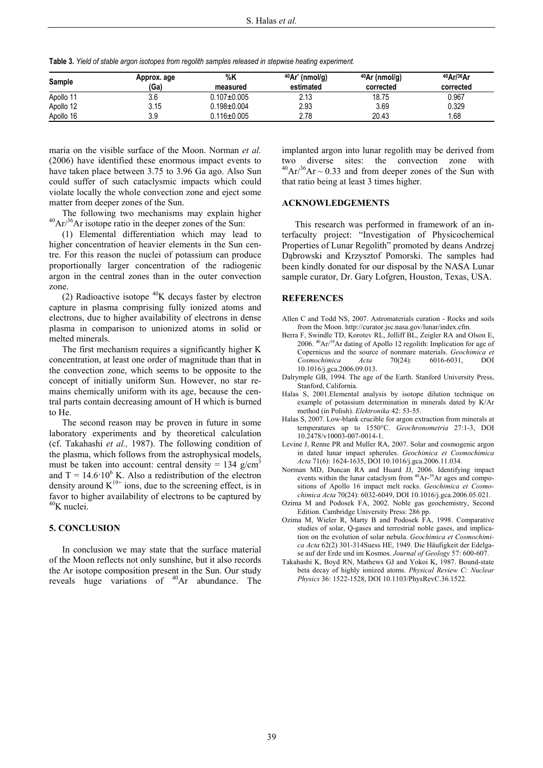**Table 3.** *Yield of stable argon isotopes from regolith samples released in stepwise heating experiment.*

| Sample | Approx. age (Ga) | %K measured | $^{40}Ar^{*}$ (nmol/g) estimated | $^{40}Ar$ (nmol/g) corrected | $^{40}Ar/^{36}Ar$ corrected |
|---|---|---|---|---|---|
| Apollo 11 | 3.6 | 0.107±0.005 | 2.13 | 18.75 | 0.967 |
| Apollo 12 | 3.15 | 0.198±0.004 | 2.93 | 3.69 | 0.329 |
| Apollo 16 | 3.9 | 0.116±0.005 | 2.78 | 20.43 | 1.68 |

maria on the visible surface of the Moon. Norman *et al.* (2006) have identified these enormous impact events to have taken place between 3.75 to 3.96 Ga ago. Also Sun could suffer of such cataclysmic impacts which could violate locally the whole convection zone and eject some matter from deeper zones of the Sun.

The following two mechanisms may explain higher $^{40}Ar/^{36}Ar$ isotope ratio in the deeper zones of the Sun:

(1) Elemental differentiation which may lead to higher concentration of heavier elements in the Sun centre. For this reason the nuclei of potassium can produce proportionally larger concentration of the radiogenic argon in the central zones than in the outer convection zone.

(2) Radioactive isotope $^{40}K$ decays faster by electron capture in plasma comprising fully ionized atoms and electrons, due to higher availability of electrons in dense plasma in comparison to unionized atoms in solid or melted minerals.

The first mechanism requires a significantly higher K concentration, at least one order of magnitude than that in the convection zone, which seems to be opposite to the concept of initially uniform Sun. However, no star remains chemically uniform with its age, because the central parts contain decreasing amount of H which is burned to He.

The second reason may be proven in future in some laboratory experiments and by theoretical calculation (cf. Takahashi *et al.,* 1987). The following condition of the plasma, which follows from the astrophysical models, must be taken into account: central density = 134 g/cm$^3$ and T = $14.6 \cdot 10^6$ K. Also a redistribution of the electron density around $K^{19+}$ ions, due to the screening effect, is in favor to higher availability of electrons to be captured by $^{40}K$ nuclei.

## 5. CONCLUSION

In conclusion we may state that the surface material of the Moon reflects not only sunshine, but it also records the Ar isotope composition present in the Sun. Our study reveals huge variations of $^{40}Ar$ abundance. The implanted argon into lunar regolith may be derived from two diverse sites: the convection zone with $^{40}Ar/^{36}Ar \sim 0.33$ and from deeper zones of the Sun with that ratio being at least 3 times higher.

## ACKNOWLEDGEMENTS

This research was performed in framework of an interfaculty project: "Investigation of Physicochemical Properties of Lunar Regolith" promoted by deans Andrzej Dąbrowski and Krzysztof Pomorski. The samples had been kindly donated for our disposal by the NASA Lunar sample curator, Dr. Gary Lofgren, Houston, Texas, USA.

## REFERENCES

Allen C and Todd NS, 2007. Astromaterials curation - Rocks and soils from the Moon. http://curator.jsc.nasa.gov/lunar/index.cfm.

Berra F, Swindle TD, Korotev RL, Jolliff BL, Zeigler RA and Olson E, 2006. $^{40}Ar/^{39}Ar$ dating of Apollo 12 regolith: Implication for age of Copernicus and the source of nonmare materials. *Geochimica et Cosmochimica Acta* 70(24): 6016-6031, DOI 10.1016/j.gca.2006.09.013.

Dalrymple GB, 1994. The age of the Earth. Stanford University Press, Stanford, California.

Halas S, 2001.Elemental analysis by isotope dilution technique on example of potassium determination in minerals dated by K/Ar method (in Polish). *Elektronika* 42: 53-55.

Halas S, 2007. Low-blank crucible for argon extraction from minerals at temperatures up to 1550°C. *Geochronometria* 27:1-3, DOI 10.2478/v10003-007-0014-1.

Levine J, Renne PR and Muller RA, 2007. Solar and cosmogenic argon in dated lunar impact spherules. *Geochimica et Cosmochimica Acta* 71(6): 1624-1635, DOI 10.1016/j.gca.2006.11.034.

Norman MD, Duncan RA and Huard JJ, 2006. Identifying impact events within the lunar cataclysm from $^{40}Ar$-$^{39}Ar$ ages and compositions of Apollo 16 impact melt rocks. *Geochimica et Cosmochimica Acta* 70(24): 6032-6049, DOI 10.1016/j.gca.2006.05.021.

Ozima M and Podosek FA, 2002. Noble gas geochemistry, Second Edition. Cambridge University Press: 286 pp.

Ozima M, Wieler R, Marty B and Podosek FA, 1998. Comparative studies of solar, Q-gases and terrestrial noble gases, and implication on the evolution of solar nebula. *Geochimica et Cosmochimica Acta* 62(2) 301-314Suess HE, 1949. Die Häufigkeit der Edelgase auf der Erde und im Kosmos. *Journal of Geology* 57: 600-607.

Takahashi K, Boyd RN, Mathews GJ and Yokoi K, 1987. Bound-state beta decay of highly ionized atoms. *Physical Review C: Nuclear Physics* 36: 1522-1528, DOI 10.1103/PhysRevC.36.1522.